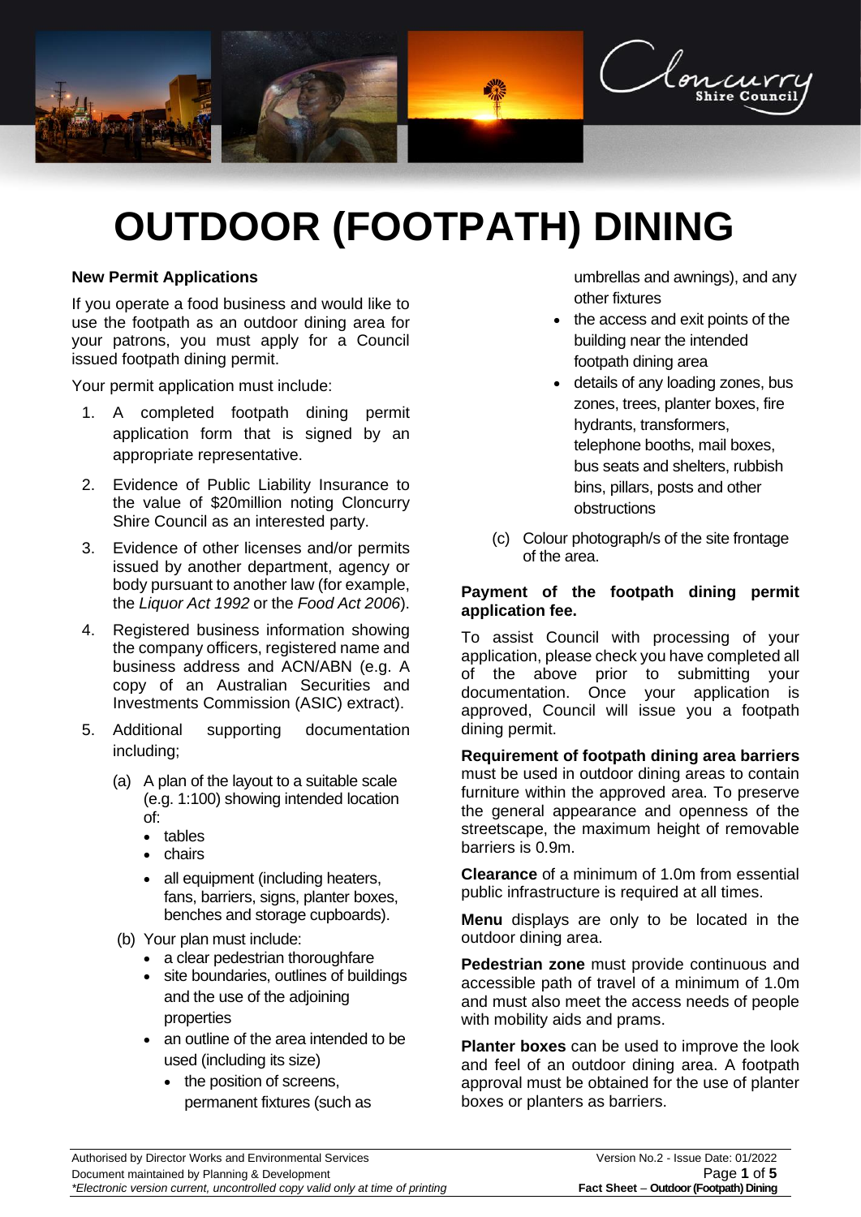# OUTDOOR (FOOTPATH) DINING

**New Permit Applications**

If you operate a food business and would like to use the footpath as an outdoor dining area for your patrons, you must apply for a Council issued footpath dining permit.

Your permit application must include:

1. A completed footpath dining permit application form that is signed by an appropriate representative.
2. Evidence of Public Liability Insurance to the value of $20million noting Cloncurry Shire Council as an interested party.
3. Evidence of other licenses and/or permits issued by another department, agency or body pursuant to another law (for example, the *Liquor Act 1992* or the *Food Act 2006*).
4. Registered business information showing the company officers, registered name and business address and ACN/ABN (e.g. A copy of an Australian Securities and Investments Commission (ASIC) extract).
5. Additional supporting documentation including;
   (a) A plan of the layout to a suitable scale (e.g. 1:100) showing intended location of:
      - tables
      - chairs
      - all equipment (including heaters, fans, barriers, signs, planter boxes, benches and storage cupboards).

   (b) Your plan must include:
      - a clear pedestrian thoroughfare
      - site boundaries, outlines of buildings and the use of the adjoining properties
      - an outline of the area intended to be used (including its size)
        - the position of screens, permanent fixtures (such as umbrellas and awnings), and any other fixtures
      - the access and exit points of the building near the intended footpath dining area
      - details of any loading zones, bus zones, trees, planter boxes, fire hydrants, transformers, telephone booths, mail boxes, bus seats and shelters, rubbish bins, pillars, posts and other obstructions

   (c) Colour photograph/s of the site frontage of the area.

**Payment of the footpath dining permit application fee.**

To assist Council with processing of your application, please check you have completed all of the above prior to submitting your documentation. Once your application is approved, Council will issue you a footpath dining permit.

**Requirement of footpath dining area barriers** must be used in outdoor dining areas to contain furniture within the approved area. To preserve the general appearance and openness of the streetscape, the maximum height of removable barriers is 0.9m.

**Clearance** of a minimum of 1.0m from essential public infrastructure is required at all times.

**Menu** displays are only to be located in the outdoor dining area.

**Pedestrian zone** must provide continuous and accessible path of travel of a minimum of 1.0m and must also meet the access needs of people with mobility aids and prams.

**Planter boxes** can be used to improve the look and feel of an outdoor dining area. A footpath approval must be obtained for the use of planter boxes or planters as barriers.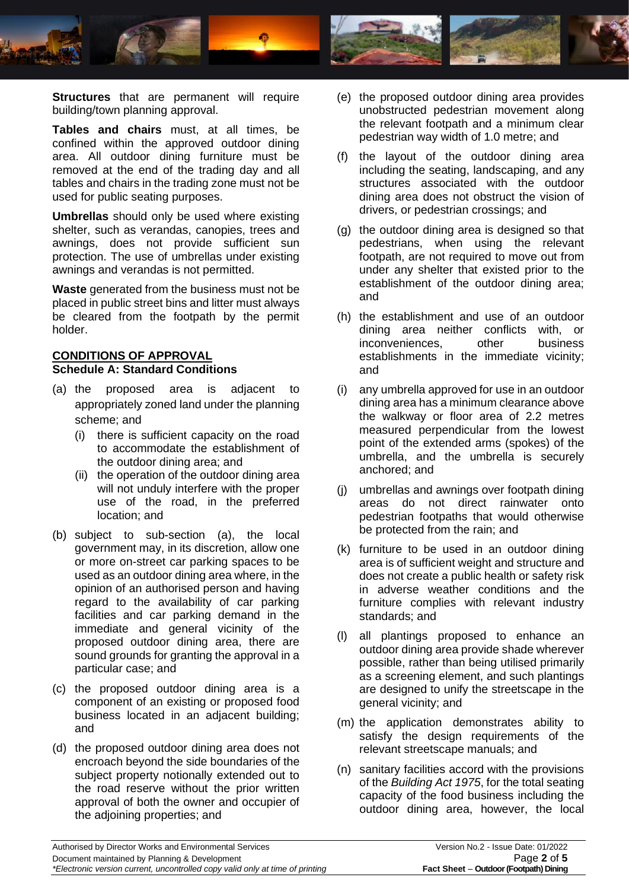**Structures** that are permanent will require building/town planning approval.

**Tables and chairs** must, at all times, be confined within the approved outdoor dining area. All outdoor dining furniture must be removed at the end of the trading day and all tables and chairs in the trading zone must not be used for public seating purposes.

**Umbrellas** should only be used where existing shelter, such as verandas, canopies, trees and awnings, does not provide sufficient sun protection. The use of umbrellas under existing awnings and verandas is not permitted.

**Waste** generated from the business must not be placed in public street bins and litter must always be cleared from the footpath by the permit holder.

## CONDITIONS OF APPROVAL

### Schedule A: Standard Conditions

(a) the proposed area is adjacent to appropriately zoned land under the planning scheme; and

  (i) there is sufficient capacity on the road to accommodate the establishment of the outdoor dining area; and

  (ii) the operation of the outdoor dining area will not unduly interfere with the proper use of the road, in the preferred location; and

(b) subject to sub-section (a), the local government may, in its discretion, allow one or more on-street car parking spaces to be used as an outdoor dining area where, in the opinion of an authorised person and having regard to the availability of car parking facilities and car parking demand in the immediate and general vicinity of the proposed outdoor dining area, there are sound grounds for granting the approval in a particular case; and

(c) the proposed outdoor dining area is a component of an existing or proposed food business located in an adjacent building; and

(d) the proposed outdoor dining area does not encroach beyond the side boundaries of the subject property notionally extended out to the road reserve without the prior written approval of both the owner and occupier of the adjoining properties; and

(e) the proposed outdoor dining area provides unobstructed pedestrian movement along the relevant footpath and a minimum clear pedestrian way width of 1.0 metre; and

(f) the layout of the outdoor dining area including the seating, landscaping, and any structures associated with the outdoor dining area does not obstruct the vision of drivers, or pedestrian crossings; and

(g) the outdoor dining area is designed so that pedestrians, when using the relevant footpath, are not required to move out from under any shelter that existed prior to the establishment of the outdoor dining area; and

(h) the establishment and use of an outdoor dining area neither conflicts with, or inconveniences, other business establishments in the immediate vicinity; and

(i) any umbrella approved for use in an outdoor dining area has a minimum clearance above the walkway or floor area of 2.2 metres measured perpendicular from the lowest point of the extended arms (spokes) of the umbrella, and the umbrella is securely anchored; and

(j) umbrellas and awnings over footpath dining areas do not direct rainwater onto pedestrian footpaths that would otherwise be protected from the rain; and

(k) furniture to be used in an outdoor dining area is of sufficient weight and structure and does not create a public health or safety risk in adverse weather conditions and the furniture complies with relevant industry standards; and

(l) all plantings proposed to enhance an outdoor dining area provide shade wherever possible, rather than being utilised primarily as a screening element, and such plantings are designed to unify the streetscape in the general vicinity; and

(m) the application demonstrates ability to satisfy the design requirements of the relevant streetscape manuals; and

(n) sanitary facilities accord with the provisions of the *Building Act 1975*, for the total seating capacity of the food business including the outdoor dining area, however, the local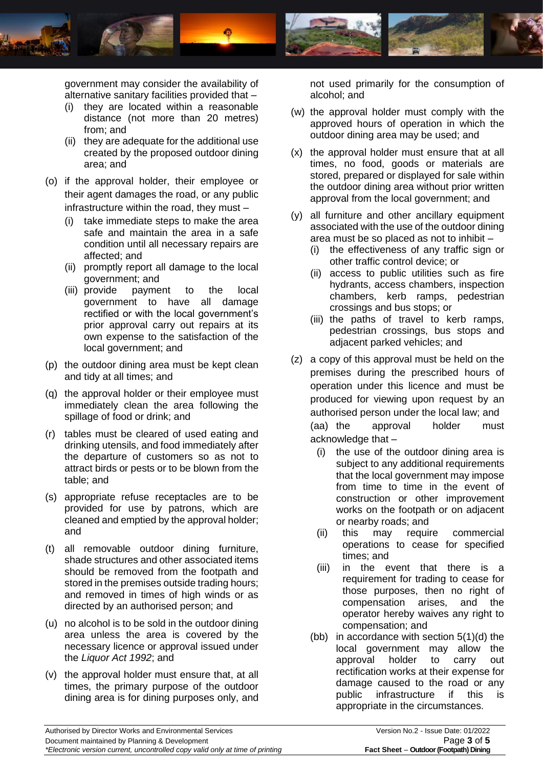government may consider the availability of alternative sanitary facilities provided that –

   (i) they are located within a reasonable distance (not more than 20 metres) from; and
   (ii) they are adequate for the additional use created by the proposed outdoor dining area; and

(o) if the approval holder, their employee or their agent damages the road, or any public infrastructure within the road, they must –

   (i) take immediate steps to make the area safe and maintain the area in a safe condition until all necessary repairs are affected; and
   (ii) promptly report all damage to the local government; and
   (iii) provide payment to the local government to have all damage rectified or with the local government's prior approval carry out repairs at its own expense to the satisfaction of the local government; and

(p) the outdoor dining area must be kept clean and tidy at all times; and

(q) the approval holder or their employee must immediately clean the area following the spillage of food or drink; and

(r) tables must be cleared of used eating and drinking utensils, and food immediately after the departure of customers so as not to attract birds or pests or to be blown from the table; and

(s) appropriate refuse receptacles are to be provided for use by patrons, which are cleaned and emptied by the approval holder; and

(t) all removable outdoor dining furniture, shade structures and other associated items should be removed from the footpath and stored in the premises outside trading hours; and removed in times of high winds or as directed by an authorised person; and

(u) no alcohol is to be sold in the outdoor dining area unless the area is covered by the necessary licence or approval issued under the *Liquor Act 1992*; and

(v) the approval holder must ensure that, at all times, the primary purpose of the outdoor dining area is for dining purposes only, and not used primarily for the consumption of alcohol; and

(w) the approval holder must comply with the approved hours of operation in which the outdoor dining area may be used; and

(x) the approval holder must ensure that at all times, no food, goods or materials are stored, prepared or displayed for sale within the outdoor dining area without prior written approval from the local government; and

(y) all furniture and other ancillary equipment associated with the use of the outdoor dining area must be so placed as not to inhibit –

   (i) the effectiveness of any traffic sign or other traffic control device; or
   (ii) access to public utilities such as fire hydrants, access chambers, inspection chambers, kerb ramps, pedestrian crossings and bus stops; or
   (iii) the paths of travel to kerb ramps, pedestrian crossings, bus stops and adjacent parked vehicles; and

(z) a copy of this approval must be held on the premises during the prescribed hours of operation under this licence and must be produced for viewing upon request by an authorised person under the local law; and

(aa) the approval holder must acknowledge that –

   (i) the use of the outdoor dining area is subject to any additional requirements that the local government may impose from time to time in the event of construction or other improvement works on the footpath or on adjacent or nearby roads; and
   (ii) this may require commercial operations to cease for specified times; and
   (iii) in the event that there is a requirement for trading to cease for those purposes, then no right of compensation arises, and the operator hereby waives any right to compensation; and

(bb) in accordance with section 5(1)(d) the local government may allow the approval holder to carry out rectification works at their expense for damage caused to the road or any public infrastructure if this is appropriate in the circumstances.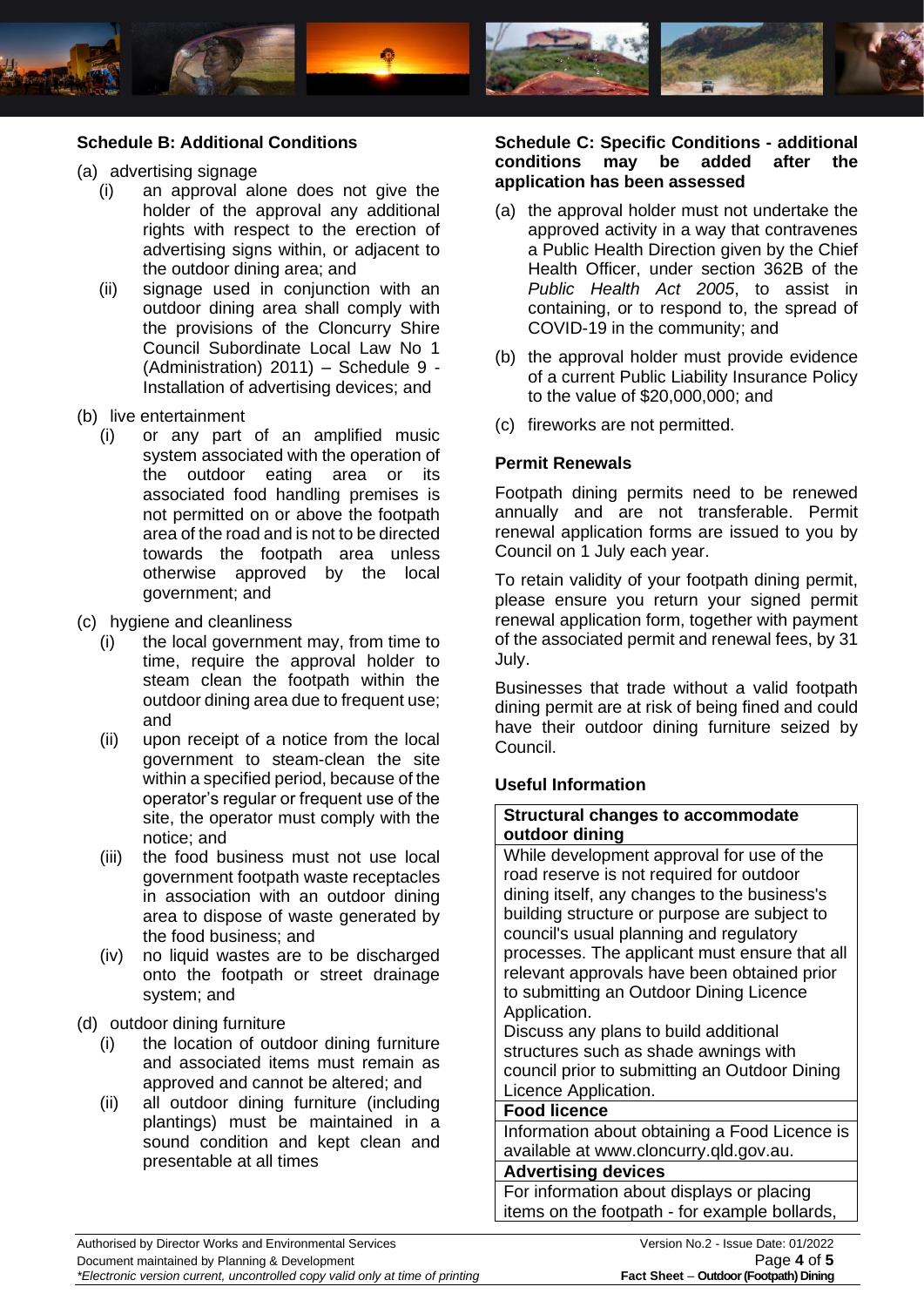### Schedule B: Additional Conditions

(a) advertising signage
   (i) an approval alone does not give the holder of the approval any additional rights with respect to the erection of advertising signs within, or adjacent to the outdoor dining area; and
   (ii) signage used in conjunction with an outdoor dining area shall comply with the provisions of the Cloncurry Shire Council Subordinate Local Law No 1 (Administration) 2011) – Schedule 9 - Installation of advertising devices; and

(b) live entertainment
   (i) or any part of an amplified music system associated with the operation of the outdoor eating area or its associated food handling premises is not permitted on or above the footpath area of the road and is not to be directed towards the footpath area unless otherwise approved by the local government; and

(c) hygiene and cleanliness
   (i) the local government may, from time to time, require the approval holder to steam clean the footpath within the outdoor dining area due to frequent use; and
   (ii) upon receipt of a notice from the local government to steam-clean the site within a specified period, because of the operator's regular or frequent use of the site, the operator must comply with the notice; and
   (iii) the food business must not use local government footpath waste receptacles in association with an outdoor dining area to dispose of waste generated by the food business; and
   (iv) no liquid wastes are to be discharged onto the footpath or street drainage system; and

(d) outdoor dining furniture
   (i) the location of outdoor dining furniture and associated items must remain as approved and cannot be altered; and
   (ii) all outdoor dining furniture (including plantings) must be maintained in a sound condition and kept clean and presentable at all times

### Schedule C: Specific Conditions - additional conditions may be added after the application has been assessed

(a) the approval holder must not undertake the approved activity in a way that contravenes a Public Health Direction given by the Chief Health Officer, under section 362B of the *Public Health Act 2005*, to assist in containing, or to respond to, the spread of COVID-19 in the community; and

(b) the approval holder must provide evidence of a current Public Liability Insurance Policy to the value of $20,000,000; and

(c) fireworks are not permitted.

### Permit Renewals

Footpath dining permits need to be renewed annually and are not transferable. Permit renewal application forms are issued to you by Council on 1 July each year.

To retain validity of your footpath dining permit, please ensure you return your signed permit renewal application form, together with payment of the associated permit and renewal fees, by 31 July.

Businesses that trade without a valid footpath dining permit are at risk of being fined and could have their outdoor dining furniture seized by Council.

### Useful Information

| **Structural changes to accommodate outdoor dining** |
|---|
| While development approval for use of the road reserve is not required for outdoor dining itself, any changes to the business's building structure or purpose are subject to council's usual planning and regulatory processes. The applicant must ensure that all relevant approvals have been obtained prior to submitting an Outdoor Dining Licence Application. Discuss any plans to build additional structures such as shade awnings with council prior to submitting an Outdoor Dining Licence Application. |
| **Food licence** |
| Information about obtaining a Food Licence is available at www.cloncurry.qld.gov.au. |
| **Advertising devices** |
| For information about displays or placing items on the footpath - for example bollards, |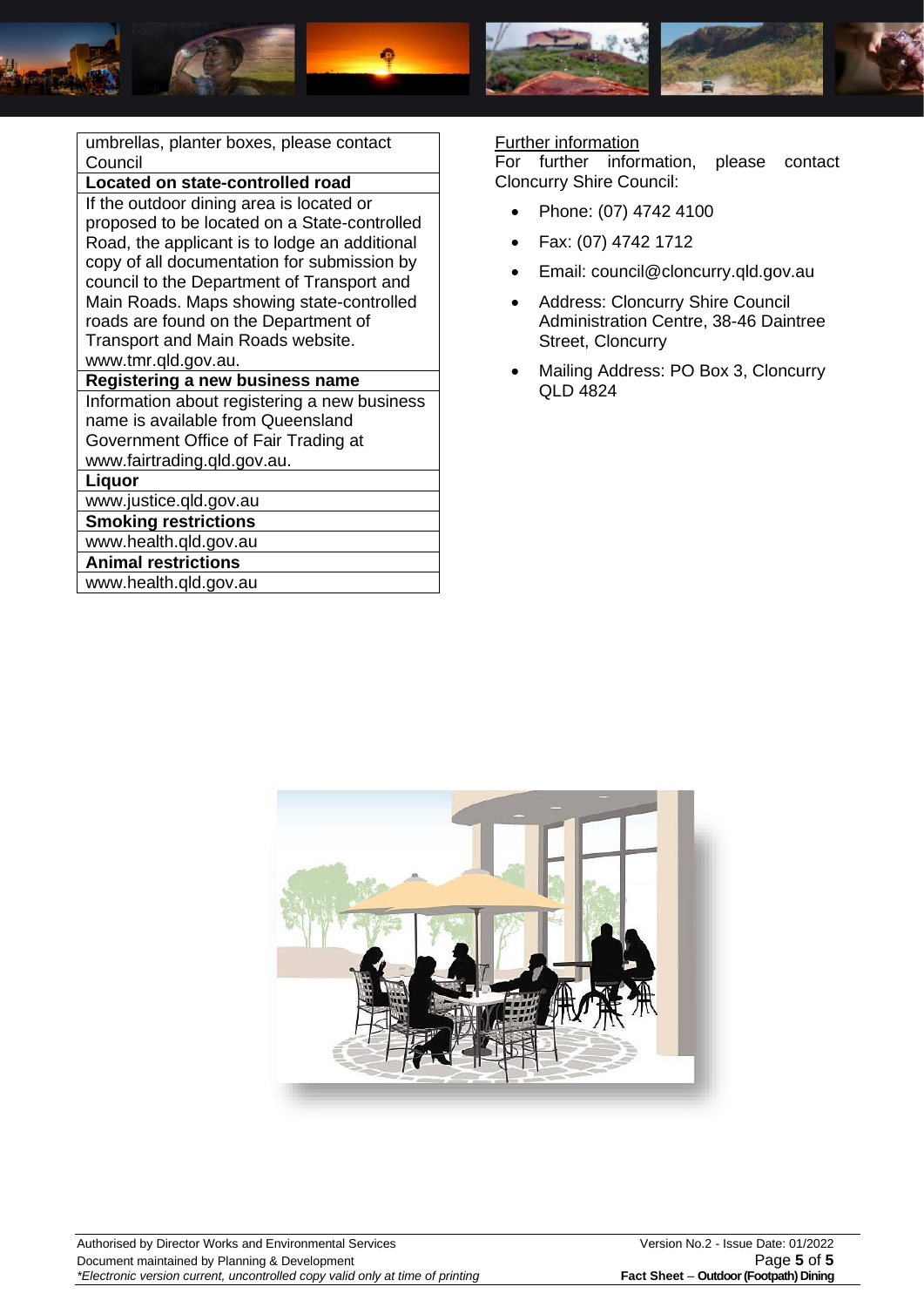| | |
|---|---|
| umbrellas, planter boxes, please contact Council | |
| **Located on state-controlled road** | |
| If the outdoor dining area is located or proposed to be located on a State-controlled Road, the applicant is to lodge an additional copy of all documentation for submission by council to the Department of Transport and Main Roads. Maps showing state-controlled roads are found on the Department of Transport and Main Roads website. www.tmr.qld.gov.au. | |
| **Registering a new business name** | |
| Information about registering a new business name is available from Queensland Government Office of Fair Trading at www.fairtrading.qld.gov.au. | |
| **Liquor** | |
| www.justice.qld.gov.au | |
| **Smoking restrictions** | |
| www.health.qld.gov.au | |
| **Animal restrictions** | |
| www.health.qld.gov.au | |

## Further information

For further information, please contact Cloncurry Shire Council:

- Phone: (07) 4742 4100
- Fax: (07) 4742 1712
- Email: council@cloncurry.qld.gov.au
- Address: Cloncurry Shire Council Administration Centre, 38-46 Daintree Street, Cloncurry
- Mailing Address: PO Box 3, Cloncurry QLD 4824